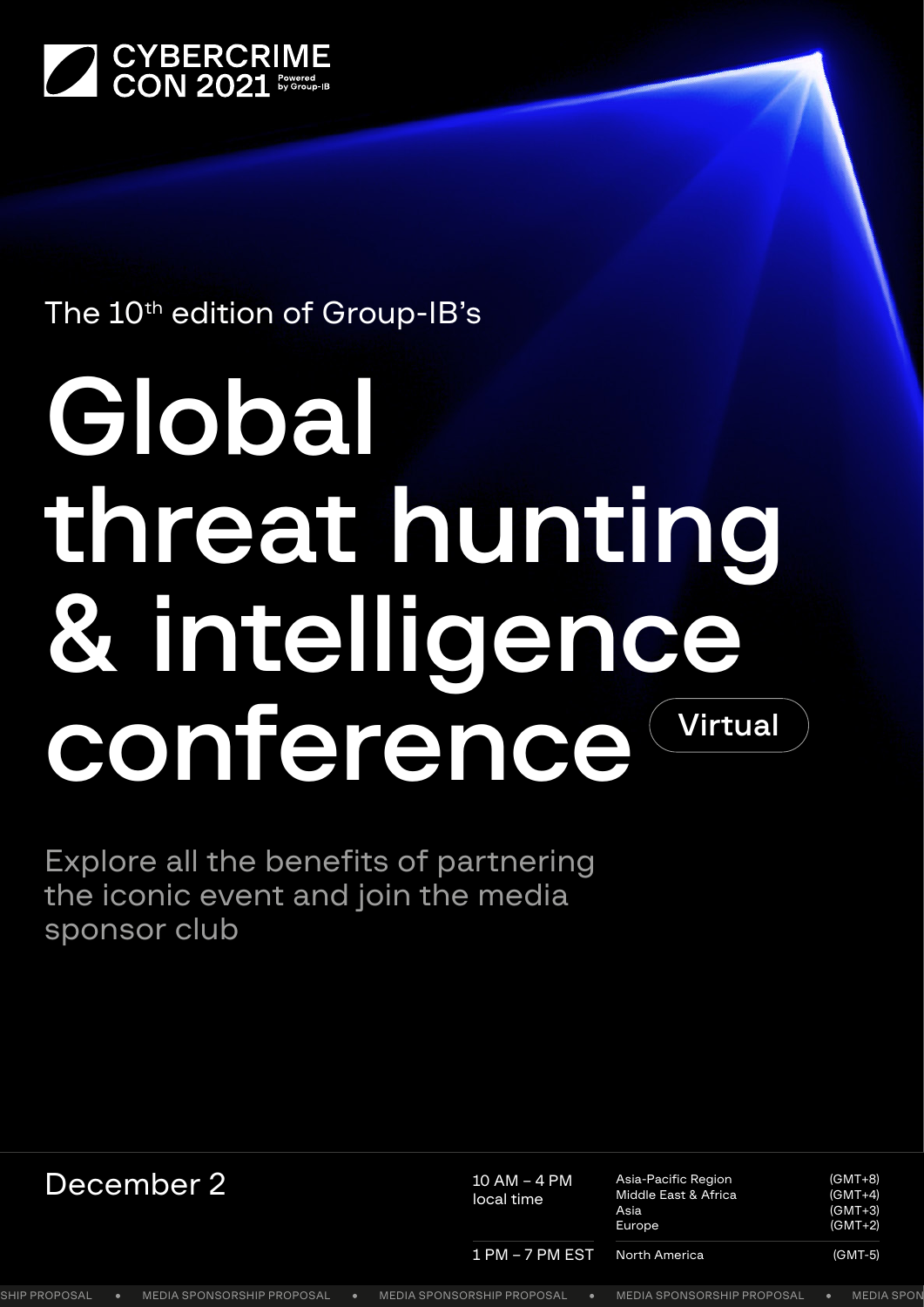CYBERCRIME CON 2021 Powered by Group-IB

The 10th edition of Group-IB's

# Global threat hunting & intelligence conference

Virtual

Explore all the benefits of partnering the iconic event and join the media sponsor club

December 2

| Time | Region | Time zone |
| --- | --- | --- |
| 10 AM – 4 PM local time | Asia-Pacific Region | (GMT+8) |
| | Middle East & Africa | (GMT+4) |
| | Asia | (GMT+3) |
| | Europe | (GMT+2) |
| 1 PM – 7 PM EST | North America | (GMT-5) |

MEDIA SPONSORSHIP PROPOSAL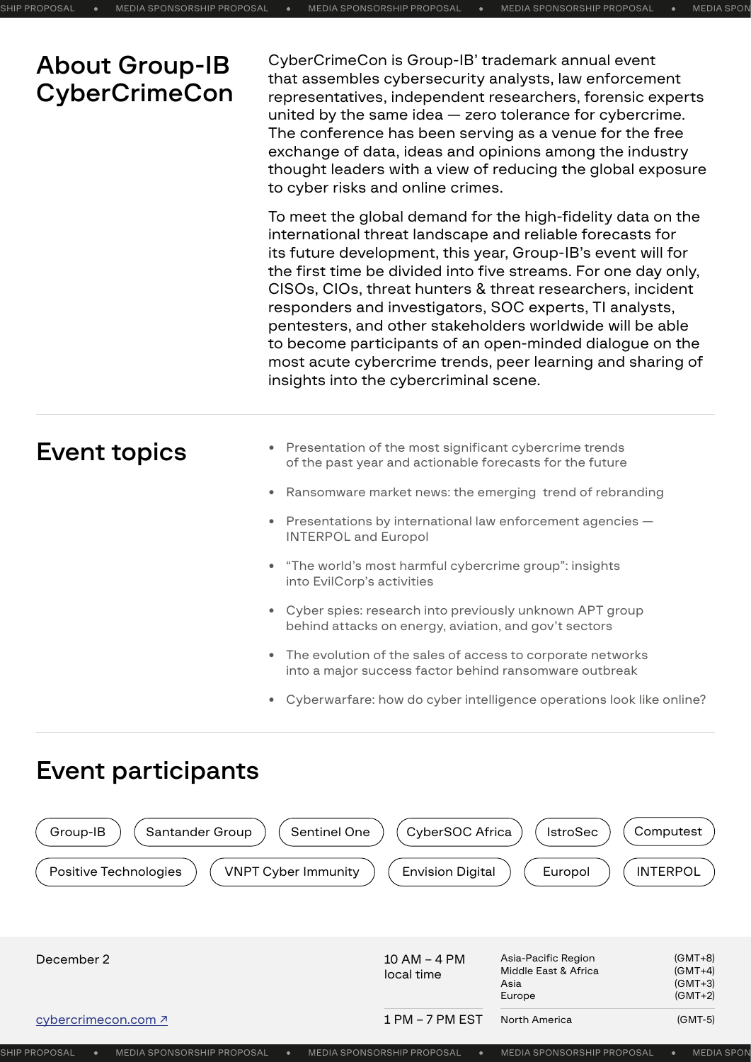## About Group-IB CyberCrimeCon

CyberCrimeCon is Group-IB' trademark annual event that assembles cybersecurity analysts, law enforcement representatives, independent researchers, forensic experts united by the same idea — zero tolerance for cybercrime. The conference has been serving as a venue for the free exchange of data, ideas and opinions among the industry thought leaders with a view of reducing the global exposure to cyber risks and online crimes.

To meet the global demand for the high-fidelity data on the international threat landscape and reliable forecasts for its future development, this year, Group-IB's event will for the first time be divided into five streams. For one day only, CISOs, CIOs, threat hunters & threat researchers, incident responders and investigators, SOC experts, TI analysts, pentesters, and other stakeholders worldwide will be able to become participants of an open-minded dialogue on the most acute cybercrime trends, peer learning and sharing of insights into the cybercriminal scene.

## Event topics

- Presentation of the most significant cybercrime trends of the past year and actionable forecasts for the future
- Ransomware market news: the emerging trend of rebranding
- Presentations by international law enforcement agencies — INTERPOL and Europol
- "The world's most harmful cybercrime group": insights into EvilCorp's activities
- Cyber spies: research into previously unknown APT group behind attacks on energy, aviation, and gov't sectors
- The evolution of the sales of access to corporate networks into a major success factor behind ransomware outbreak
- Cyberwarfare: how do cyber intelligence operations look like online?

## Event participants

Group-IB · Santander Group · Sentinel One · CyberSOC Africa · IstroSec · Computest · Positive Technologies · VNPT Cyber Immunity · Envision Digital · Europol · INTERPOL

December 2

cybercrimecon.com ↗

| Time | Region | Time zone |
|---|---|---|
| 10 AM – 4 PM local time | Asia-Pacific Region | (GMT+8) |
| | Middle East & Africa | (GMT+4) |
| | Asia | (GMT+3) |
| | Europe | (GMT+2) |
| 1 PM – 7 PM EST | North America | (GMT-5) |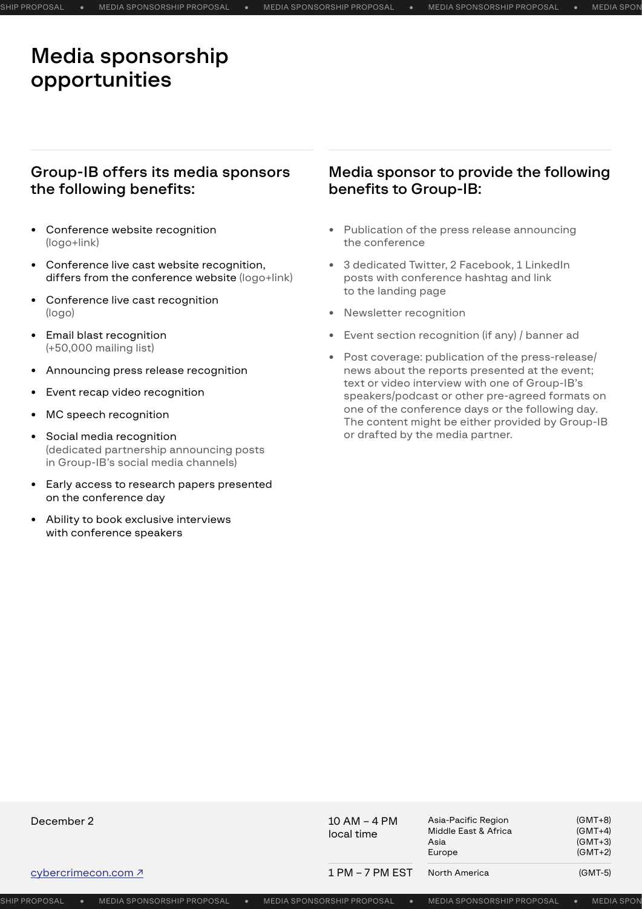# Media sponsorship opportunities

## Group-IB offers its media sponsors the following benefits:

- Conference website recognition (logo+link)
- Conference live cast website recognition, differs from the conference website (logo+link)
- Conference live cast recognition (logo)
- Email blast recognition (+50,000 mailing list)
- Announcing press release recognition
- Event recap video recognition
- MC speech recognition
- Social media recognition (dedicated partnership announcing posts in Group-IB's social media channels)
- Early access to research papers presented on the conference day
- Ability to book exclusive interviews with conference speakers

## Media sponsor to provide the following benefits to Group-IB:

- Publication of the press release announcing the conference
- 3 dedicated Twitter, 2 Facebook, 1 LinkedIn posts with conference hashtag and link to the landing page
- Newsletter recognition
- Event section recognition (if any) / banner ad
- Post coverage: publication of the press-release/ news about the reports presented at the event; text or video interview with one of Group-IB's speakers/podcast or other pre-agreed formats on one of the conference days or the following day. The content might be either provided by Group-IB or drafted by the media partner.

December 2

cybercrimecon.com ↗

| | | |
|---|---|---|
| 10 AM – 4 PM local time | Asia-Pacific Region | (GMT+8) |
| | Middle East & Africa | (GMT+4) |
| | Asia | (GMT+3) |
| | Europe | (GMT+2) |
| 1 PM – 7 PM EST | North America | (GMT-5) |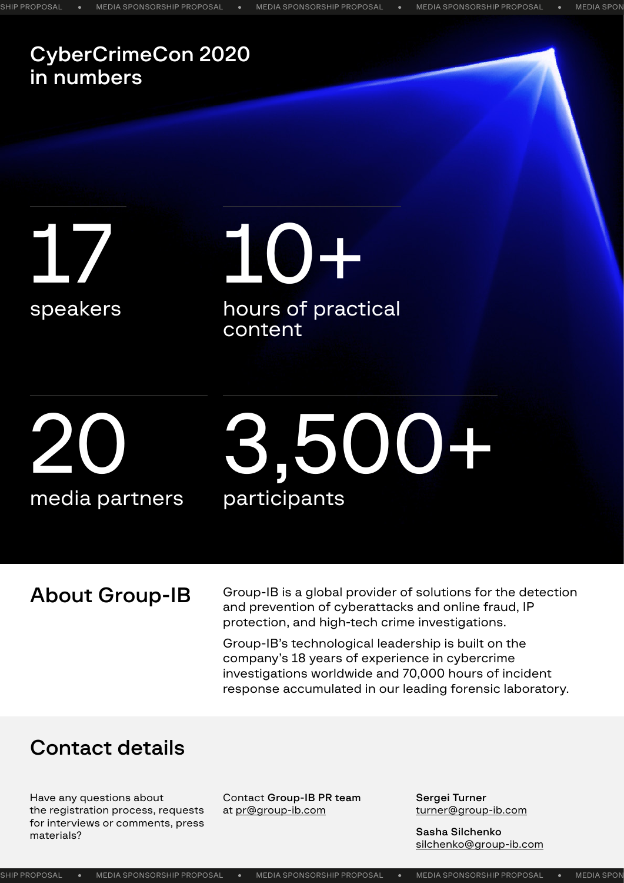## CyberCrimeCon 2020 in numbers

**17**
speakers

**10+**
hours of practical content

**20**
media partners

**3,500+**
participants

## About Group-IB

Group-IB is a global provider of solutions for the detection and prevention of cyberattacks and online fraud, IP protection, and high-tech crime investigations.

Group-IB's technological leadership is built on the company's 18 years of experience in cybercrime investigations worldwide and 70,000 hours of incident response accumulated in our leading forensic laboratory.

## Contact details

Have any questions about the registration process, requests for interviews or comments, press materials?

Contact **Group-IB PR team** at pr@group-ib.com

**Sergei Turner**
turner@group-ib.com

**Sasha Silchenko**
silchenko@group-ib.com